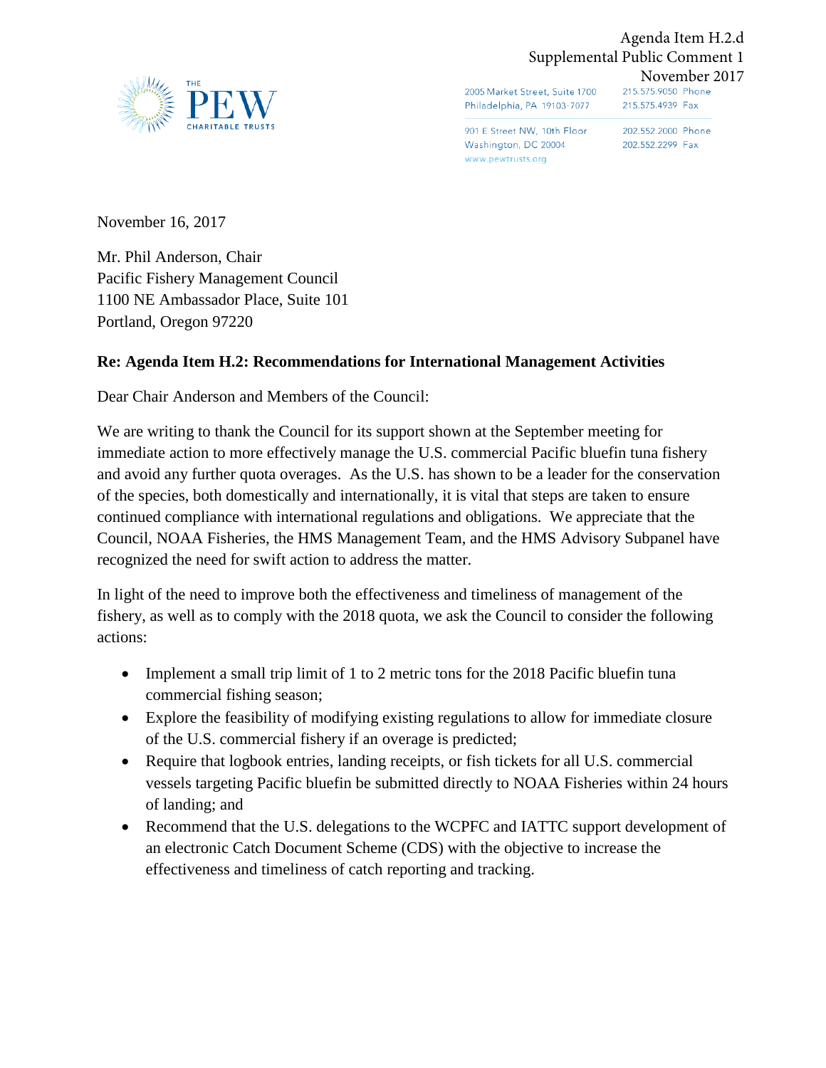Agenda Item H.2.d
Supplemental Public Comment 1
November 2017

THE PEW CHARITABLE TRUSTS

2005 Market Street, Suite 1700
Philadelphia, PA 19103-7077
215.575.9050 Phone
215.575.4939 Fax

901 E Street NW, 10th Floor
Washington, DC 20004
www.pewtrusts.org
202.552.2000 Phone
202.552.2299 Fax

November 16, 2017

Mr. Phil Anderson, Chair
Pacific Fishery Management Council
1100 NE Ambassador Place, Suite 101
Portland, Oregon 97220

**Re: Agenda Item H.2: Recommendations for International Management Activities**

Dear Chair Anderson and Members of the Council:

We are writing to thank the Council for its support shown at the September meeting for immediate action to more effectively manage the U.S. commercial Pacific bluefin tuna fishery and avoid any further quota overages. As the U.S. has shown to be a leader for the conservation of the species, both domestically and internationally, it is vital that steps are taken to ensure continued compliance with international regulations and obligations. We appreciate that the Council, NOAA Fisheries, the HMS Management Team, and the HMS Advisory Subpanel have recognized the need for swift action to address the matter.

In light of the need to improve both the effectiveness and timeliness of management of the fishery, as well as to comply with the 2018 quota, we ask the Council to consider the following actions:

- Implement a small trip limit of 1 to 2 metric tons for the 2018 Pacific bluefin tuna commercial fishing season;
- Explore the feasibility of modifying existing regulations to allow for immediate closure of the U.S. commercial fishery if an overage is predicted;
- Require that logbook entries, landing receipts, or fish tickets for all U.S. commercial vessels targeting Pacific bluefin be submitted directly to NOAA Fisheries within 24 hours of landing; and
- Recommend that the U.S. delegations to the WCPFC and IATTC support development of an electronic Catch Document Scheme (CDS) with the objective to increase the effectiveness and timeliness of catch reporting and tracking.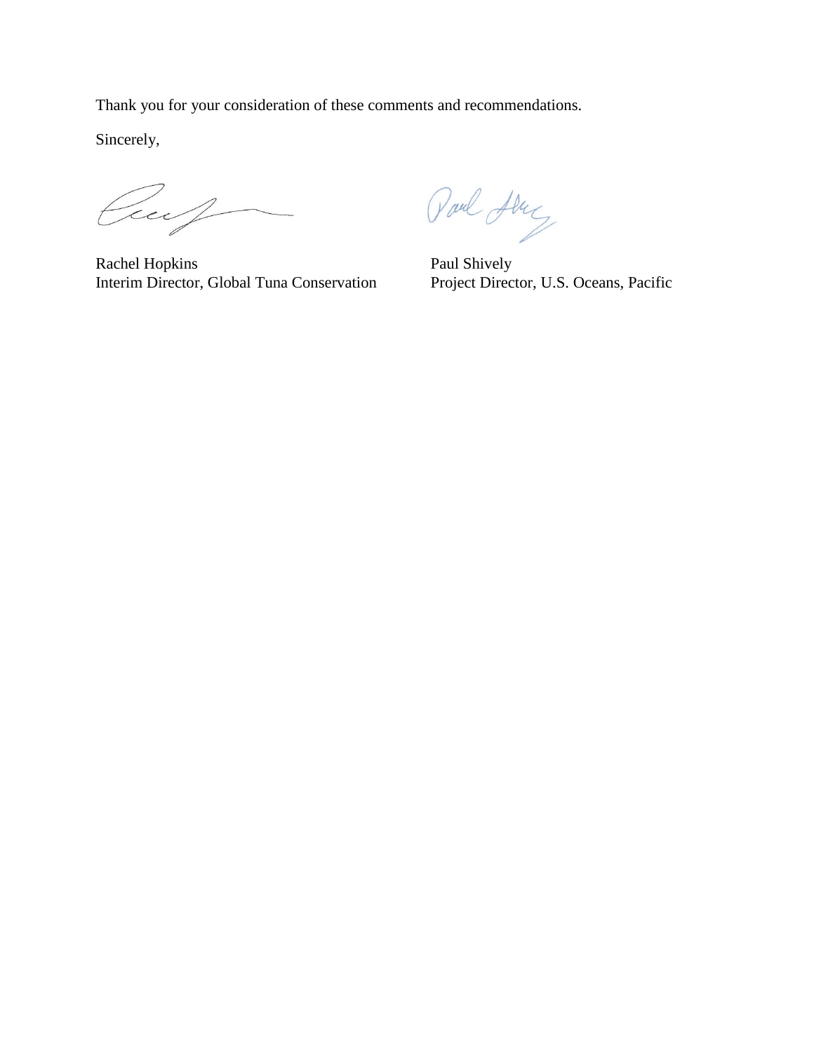Thank you for your consideration of these comments and recommendations.

Sincerely,

Rachel Hopkins
Interim Director, Global Tuna Conservation

Paul Shively
Project Director, U.S. Oceans, Pacific